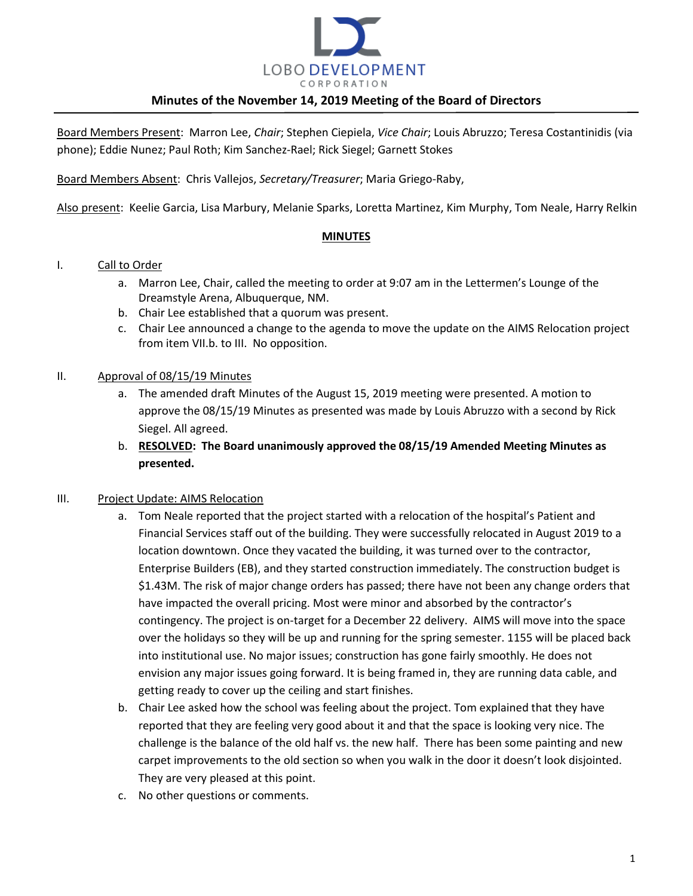LOBO DEVELOPMENT CORPORATION

# Minutes of the November 14, 2019 Meeting of the Board of Directors

Board Members Present: Marron Lee, *Chair*; Stephen Ciepiela, *Vice Chair*; Louis Abruzzo; Teresa Costantinidis (via phone); Eddie Nunez; Paul Roth; Kim Sanchez-Rael; Rick Siegel; Garnett Stokes

Board Members Absent: Chris Vallejos, *Secretary/Treasurer*; Maria Griego-Raby,

Also present: Keelie Garcia, Lisa Marbury, Melanie Sparks, Loretta Martinez, Kim Murphy, Tom Neale, Harry Relkin

## MINUTES

I. Call to Order

a. Marron Lee, Chair, called the meeting to order at 9:07 am in the Lettermen's Lounge of the Dreamstyle Arena, Albuquerque, NM.

b. Chair Lee established that a quorum was present.

c. Chair Lee announced a change to the agenda to move the update on the AIMS Relocation project from item VII.b. to III. No opposition.

II. Approval of 08/15/19 Minutes

a. The amended draft Minutes of the August 15, 2019 meeting were presented. A motion to approve the 08/15/19 Minutes as presented was made by Louis Abruzzo with a second by Rick Siegel. All agreed.

b. **RESOLVED: The Board unanimously approved the 08/15/19 Amended Meeting Minutes as presented.**

III. Project Update: AIMS Relocation

a. Tom Neale reported that the project started with a relocation of the hospital's Patient and Financial Services staff out of the building. They were successfully relocated in August 2019 to a location downtown. Once they vacated the building, it was turned over to the contractor, Enterprise Builders (EB), and they started construction immediately. The construction budget is \$1.43M. The risk of major change orders has passed; there have not been any change orders that have impacted the overall pricing. Most were minor and absorbed by the contractor's contingency. The project is on-target for a December 22 delivery. AIMS will move into the space over the holidays so they will be up and running for the spring semester. 1155 will be placed back into institutional use. No major issues; construction has gone fairly smoothly. He does not envision any major issues going forward. It is being framed in, they are running data cable, and getting ready to cover up the ceiling and start finishes.

b. Chair Lee asked how the school was feeling about the project. Tom explained that they have reported that they are feeling very good about it and that the space is looking very nice. The challenge is the balance of the old half vs. the new half. There has been some painting and new carpet improvements to the old section so when you walk in the door it doesn't look disjointed. They are very pleased at this point.

c. No other questions or comments.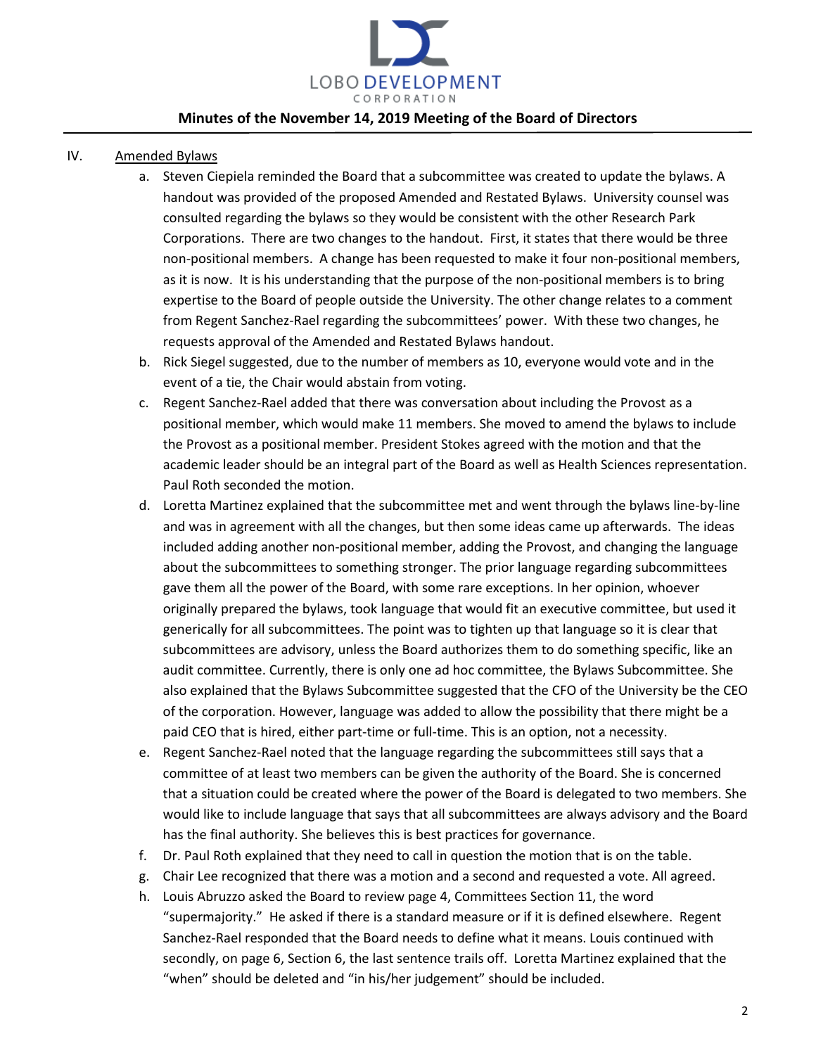IV. Amended Bylaws

a. Steven Ciepiela reminded the Board that a subcommittee was created to update the bylaws. A handout was provided of the proposed Amended and Restated Bylaws. University counsel was consulted regarding the bylaws so they would be consistent with the other Research Park Corporations. There are two changes to the handout. First, it states that there would be three non-positional members. A change has been requested to make it four non-positional members, as it is now. It is his understanding that the purpose of the non-positional members is to bring expertise to the Board of people outside the University. The other change relates to a comment from Regent Sanchez-Rael regarding the subcommittees' power. With these two changes, he requests approval of the Amended and Restated Bylaws handout.

b. Rick Siegel suggested, due to the number of members as 10, everyone would vote and in the event of a tie, the Chair would abstain from voting.

c. Regent Sanchez-Rael added that there was conversation about including the Provost as a positional member, which would make 11 members. She moved to amend the bylaws to include the Provost as a positional member. President Stokes agreed with the motion and that the academic leader should be an integral part of the Board as well as Health Sciences representation. Paul Roth seconded the motion.

d. Loretta Martinez explained that the subcommittee met and went through the bylaws line-by-line and was in agreement with all the changes, but then some ideas came up afterwards. The ideas included adding another non-positional member, adding the Provost, and changing the language about the subcommittees to something stronger. The prior language regarding subcommittees gave them all the power of the Board, with some rare exceptions. In her opinion, whoever originally prepared the bylaws, took language that would fit an executive committee, but used it generically for all subcommittees. The point was to tighten up that language so it is clear that subcommittees are advisory, unless the Board authorizes them to do something specific, like an audit committee. Currently, there is only one ad hoc committee, the Bylaws Subcommittee. She also explained that the Bylaws Subcommittee suggested that the CFO of the University be the CEO of the corporation. However, language was added to allow the possibility that there might be a paid CEO that is hired, either part-time or full-time. This is an option, not a necessity.

e. Regent Sanchez-Rael noted that the language regarding the subcommittees still says that a committee of at least two members can be given the authority of the Board. She is concerned that a situation could be created where the power of the Board is delegated to two members. She would like to include language that says that all subcommittees are always advisory and the Board has the final authority. She believes this is best practices for governance.

f. Dr. Paul Roth explained that they need to call in question the motion that is on the table.

g. Chair Lee recognized that there was a motion and a second and requested a vote. All agreed.

h. Louis Abruzzo asked the Board to review page 4, Committees Section 11, the word "supermajority." He asked if there is a standard measure or if it is defined elsewhere. Regent Sanchez-Rael responded that the Board needs to define what it means. Louis continued with secondly, on page 6, Section 6, the last sentence trails off. Loretta Martinez explained that the "when" should be deleted and "in his/her judgement" should be included.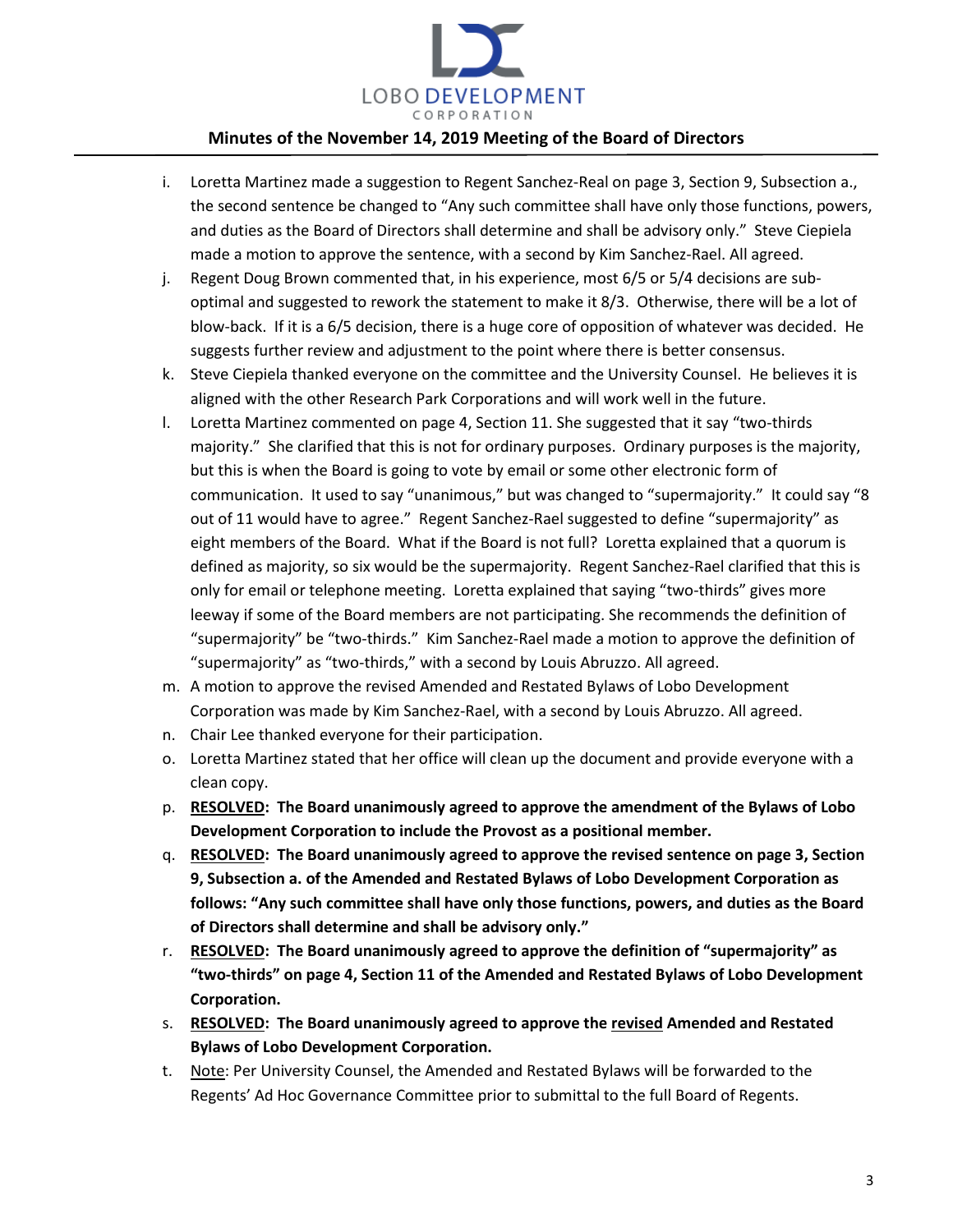i. Loretta Martinez made a suggestion to Regent Sanchez-Real on page 3, Section 9, Subsection a., the second sentence be changed to "Any such committee shall have only those functions, powers, and duties as the Board of Directors shall determine and shall be advisory only." Steve Ciepiela made a motion to approve the sentence, with a second by Kim Sanchez-Rael. All agreed.

j. Regent Doug Brown commented that, in his experience, most 6/5 or 5/4 decisions are sub-optimal and suggested to rework the statement to make it 8/3. Otherwise, there will be a lot of blow-back. If it is a 6/5 decision, there is a huge core of opposition of whatever was decided. He suggests further review and adjustment to the point where there is better consensus.

k. Steve Ciepiela thanked everyone on the committee and the University Counsel. He believes it is aligned with the other Research Park Corporations and will work well in the future.

l. Loretta Martinez commented on page 4, Section 11. She suggested that it say "two-thirds majority." She clarified that this is not for ordinary purposes. Ordinary purposes is the majority, but this is when the Board is going to vote by email or some other electronic form of communication. It used to say "unanimous," but was changed to "supermajority." It could say "8 out of 11 would have to agree." Regent Sanchez-Rael suggested to define "supermajority" as eight members of the Board. What if the Board is not full? Loretta explained that a quorum is defined as majority, so six would be the supermajority. Regent Sanchez-Rael clarified that this is only for email or telephone meeting. Loretta explained that saying "two-thirds" gives more leeway if some of the Board members are not participating. She recommends the definition of "supermajority" be "two-thirds." Kim Sanchez-Rael made a motion to approve the definition of "supermajority" as "two-thirds," with a second by Louis Abruzzo. All agreed.

m. A motion to approve the revised Amended and Restated Bylaws of Lobo Development Corporation was made by Kim Sanchez-Rael, with a second by Louis Abruzzo. All agreed.

n. Chair Lee thanked everyone for their participation.

o. Loretta Martinez stated that her office will clean up the document and provide everyone with a clean copy.

p. **<u>RESOLVED</u>: The Board unanimously agreed to approve the amendment of the Bylaws of Lobo Development Corporation to include the Provost as a positional member.**

q. **<u>RESOLVED</u>: The Board unanimously agreed to approve the revised sentence on page 3, Section 9, Subsection a. of the Amended and Restated Bylaws of Lobo Development Corporation as follows: "Any such committee shall have only those functions, powers, and duties as the Board of Directors shall determine and shall be advisory only."**

r. **<u>RESOLVED</u>: The Board unanimously agreed to approve the definition of "supermajority" as "two-thirds" on page 4, Section 11 of the Amended and Restated Bylaws of Lobo Development Corporation.**

s. **<u>RESOLVED</u>: The Board unanimously agreed to approve the <u>revised</u> Amended and Restated Bylaws of Lobo Development Corporation.**

t. <u>Note</u>: Per University Counsel, the Amended and Restated Bylaws will be forwarded to the Regents' Ad Hoc Governance Committee prior to submittal to the full Board of Regents.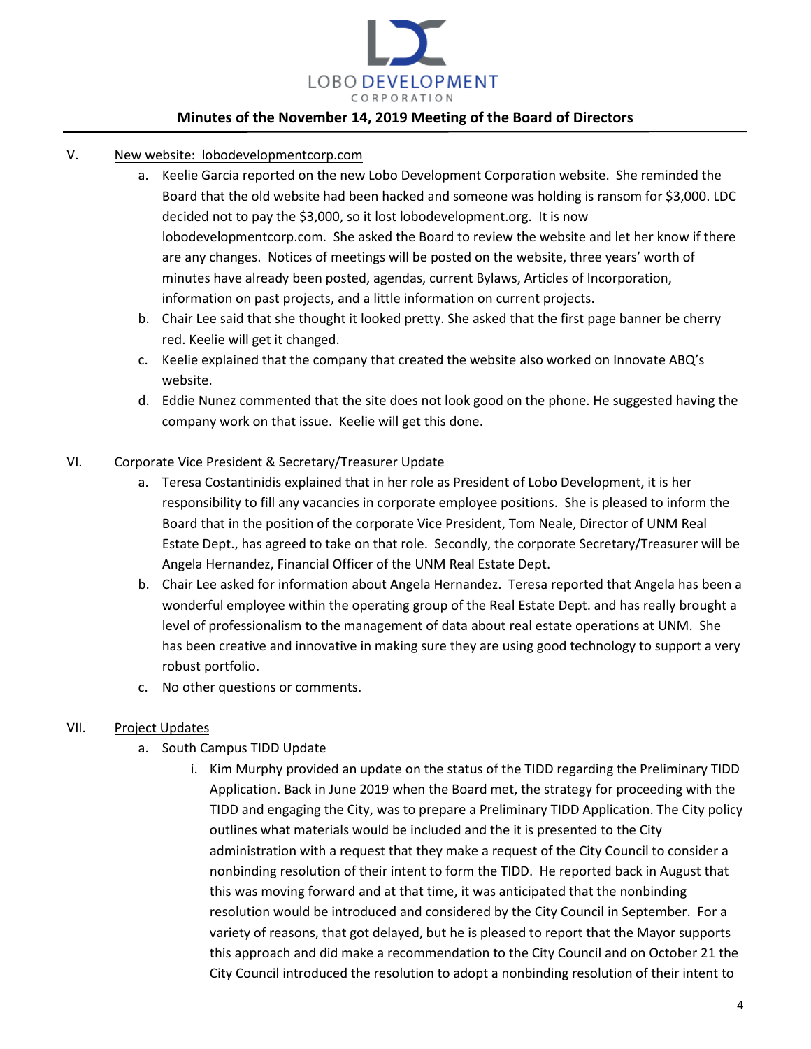V. New website: lobodevelopmentcorp.com

a. Keelie Garcia reported on the new Lobo Development Corporation website. She reminded the Board that the old website had been hacked and someone was holding is ransom for $3,000. LDC decided not to pay the $3,000, so it lost lobodevelopment.org. It is now lobodevelopmentcorp.com. She asked the Board to review the website and let her know if there are any changes. Notices of meetings will be posted on the website, three years' worth of minutes have already been posted, agendas, current Bylaws, Articles of Incorporation, information on past projects, and a little information on current projects.

b. Chair Lee said that she thought it looked pretty. She asked that the first page banner be cherry red. Keelie will get it changed.

c. Keelie explained that the company that created the website also worked on Innovate ABQ's website.

d. Eddie Nunez commented that the site does not look good on the phone. He suggested having the company work on that issue. Keelie will get this done.

VI. Corporate Vice President & Secretary/Treasurer Update

a. Teresa Costantinidis explained that in her role as President of Lobo Development, it is her responsibility to fill any vacancies in corporate employee positions. She is pleased to inform the Board that in the position of the corporate Vice President, Tom Neale, Director of UNM Real Estate Dept., has agreed to take on that role. Secondly, the corporate Secretary/Treasurer will be Angela Hernandez, Financial Officer of the UNM Real Estate Dept.

b. Chair Lee asked for information about Angela Hernandez. Teresa reported that Angela has been a wonderful employee within the operating group of the Real Estate Dept. and has really brought a level of professionalism to the management of data about real estate operations at UNM. She has been creative and innovative in making sure they are using good technology to support a very robust portfolio.

c. No other questions or comments.

VII. Project Updates

a. South Campus TIDD Update

i. Kim Murphy provided an update on the status of the TIDD regarding the Preliminary TIDD Application. Back in June 2019 when the Board met, the strategy for proceeding with the TIDD and engaging the City, was to prepare a Preliminary TIDD Application. The City policy outlines what materials would be included and the it is presented to the City administration with a request that they make a request of the City Council to consider a nonbinding resolution of their intent to form the TIDD. He reported back in August that this was moving forward and at that time, it was anticipated that the nonbinding resolution would be introduced and considered by the City Council in September. For a variety of reasons, that got delayed, but he is pleased to report that the Mayor supports this approach and did make a recommendation to the City Council and on October 21 the City Council introduced the resolution to adopt a nonbinding resolution of their intent to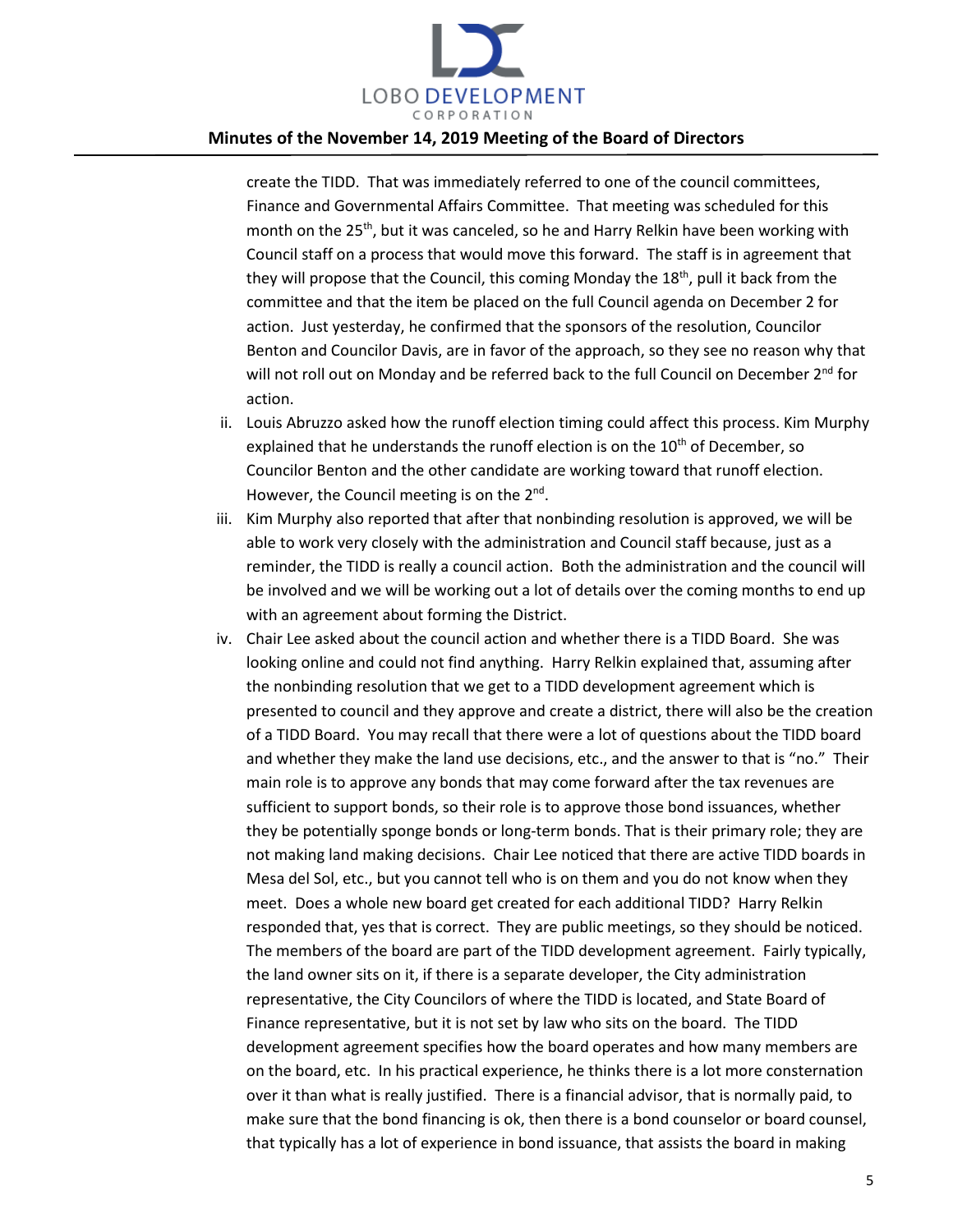create the TIDD. That was immediately referred to one of the council committees, Finance and Governmental Affairs Committee. That meeting was scheduled for this month on the 25th, but it was canceled, so he and Harry Relkin have been working with Council staff on a process that would move this forward. The staff is in agreement that they will propose that the Council, this coming Monday the 18th, pull it back from the committee and that the item be placed on the full Council agenda on December 2 for action. Just yesterday, he confirmed that the sponsors of the resolution, Councilor Benton and Councilor Davis, are in favor of the approach, so they see no reason why that will not roll out on Monday and be referred back to the full Council on December 2nd for action.

ii. Louis Abruzzo asked how the runoff election timing could affect this process. Kim Murphy explained that he understands the runoff election is on the 10th of December, so Councilor Benton and the other candidate are working toward that runoff election. However, the Council meeting is on the 2nd.

iii. Kim Murphy also reported that after that nonbinding resolution is approved, we will be able to work very closely with the administration and Council staff because, just as a reminder, the TIDD is really a council action. Both the administration and the council will be involved and we will be working out a lot of details over the coming months to end up with an agreement about forming the District.

iv. Chair Lee asked about the council action and whether there is a TIDD Board. She was looking online and could not find anything. Harry Relkin explained that, assuming after the nonbinding resolution that we get to a TIDD development agreement which is presented to council and they approve and create a district, there will also be the creation of a TIDD Board. You may recall that there were a lot of questions about the TIDD board and whether they make the land use decisions, etc., and the answer to that is "no." Their main role is to approve any bonds that may come forward after the tax revenues are sufficient to support bonds, so their role is to approve those bond issuances, whether they be potentially sponge bonds or long-term bonds. That is their primary role; they are not making land making decisions. Chair Lee noticed that there are active TIDD boards in Mesa del Sol, etc., but you cannot tell who is on them and you do not know when they meet. Does a whole new board get created for each additional TIDD? Harry Relkin responded that, yes that is correct. They are public meetings, so they should be noticed. The members of the board are part of the TIDD development agreement. Fairly typically, the land owner sits on it, if there is a separate developer, the City administration representative, the City Councilors of where the TIDD is located, and State Board of Finance representative, but it is not set by law who sits on the board. The TIDD development agreement specifies how the board operates and how many members are on the board, etc. In his practical experience, he thinks there is a lot more consternation over it than what is really justified. There is a financial advisor, that is normally paid, to make sure that the bond financing is ok, then there is a bond counselor or board counsel, that typically has a lot of experience in bond issuance, that assists the board in making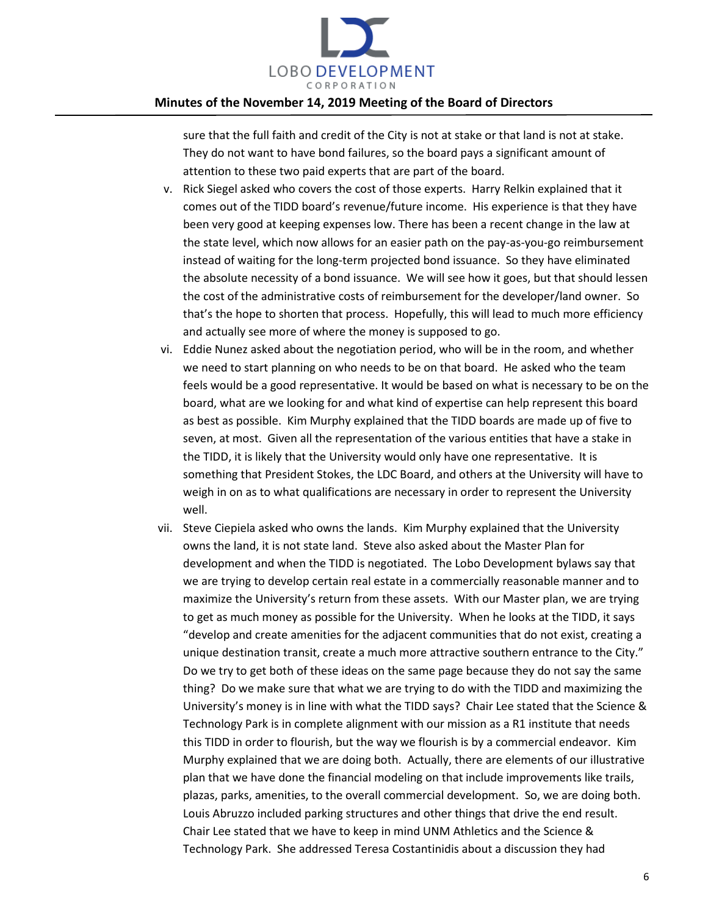sure that the full faith and credit of the City is not at stake or that land is not at stake. They do not want to have bond failures, so the board pays a significant amount of attention to these two paid experts that are part of the board.

v. Rick Siegel asked who covers the cost of those experts. Harry Relkin explained that it comes out of the TIDD board's revenue/future income. His experience is that they have been very good at keeping expenses low. There has been a recent change in the law at the state level, which now allows for an easier path on the pay-as-you-go reimbursement instead of waiting for the long-term projected bond issuance. So they have eliminated the absolute necessity of a bond issuance. We will see how it goes, but that should lessen the cost of the administrative costs of reimbursement for the developer/land owner. So that's the hope to shorten that process. Hopefully, this will lead to much more efficiency and actually see more of where the money is supposed to go.

vi. Eddie Nunez asked about the negotiation period, who will be in the room, and whether we need to start planning on who needs to be on that board. He asked who the team feels would be a good representative. It would be based on what is necessary to be on the board, what are we looking for and what kind of expertise can help represent this board as best as possible. Kim Murphy explained that the TIDD boards are made up of five to seven, at most. Given all the representation of the various entities that have a stake in the TIDD, it is likely that the University would only have one representative. It is something that President Stokes, the LDC Board, and others at the University will have to weigh in on as to what qualifications are necessary in order to represent the University well.

vii. Steve Ciepiela asked who owns the lands. Kim Murphy explained that the University owns the land, it is not state land. Steve also asked about the Master Plan for development and when the TIDD is negotiated. The Lobo Development bylaws say that we are trying to develop certain real estate in a commercially reasonable manner and to maximize the University's return from these assets. With our Master plan, we are trying to get as much money as possible for the University. When he looks at the TIDD, it says "develop and create amenities for the adjacent communities that do not exist, creating a unique destination transit, create a much more attractive southern entrance to the City." Do we try to get both of these ideas on the same page because they do not say the same thing? Do we make sure that what we are trying to do with the TIDD and maximizing the University's money is in line with what the TIDD says? Chair Lee stated that the Science & Technology Park is in complete alignment with our mission as a R1 institute that needs this TIDD in order to flourish, but the way we flourish is by a commercial endeavor. Kim Murphy explained that we are doing both. Actually, there are elements of our illustrative plan that we have done the financial modeling on that include improvements like trails, plazas, parks, amenities, to the overall commercial development. So, we are doing both. Louis Abruzzo included parking structures and other things that drive the end result. Chair Lee stated that we have to keep in mind UNM Athletics and the Science & Technology Park. She addressed Teresa Costantinidis about a discussion they had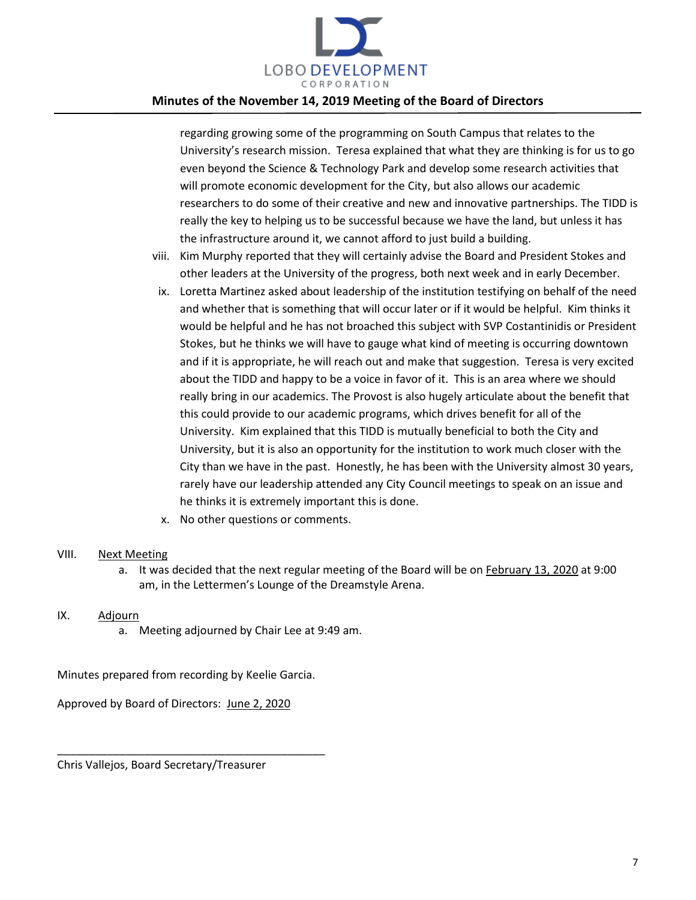regarding growing some of the programming on South Campus that relates to the University's research mission. Teresa explained that what they are thinking is for us to go even beyond the Science & Technology Park and develop some research activities that will promote economic development for the City, but also allows our academic researchers to do some of their creative and new and innovative partnerships. The TIDD is really the key to helping us to be successful because we have the land, but unless it has the infrastructure around it, we cannot afford to just build a building.

viii. Kim Murphy reported that they will certainly advise the Board and President Stokes and other leaders at the University of the progress, both next week and in early December.

ix. Loretta Martinez asked about leadership of the institution testifying on behalf of the need and whether that is something that will occur later or if it would be helpful. Kim thinks it would be helpful and he has not broached this subject with SVP Costantinidis or President Stokes, but he thinks we will have to gauge what kind of meeting is occurring downtown and if it is appropriate, he will reach out and make that suggestion. Teresa is very excited about the TIDD and happy to be a voice in favor of it. This is an area where we should really bring in our academics. The Provost is also hugely articulate about the benefit that this could provide to our academic programs, which drives benefit for all of the University. Kim explained that this TIDD is mutually beneficial to both the City and University, but it is also an opportunity for the institution to work much closer with the City than we have in the past. Honestly, he has been with the University almost 30 years, rarely have our leadership attended any City Council meetings to speak on an issue and he thinks it is extremely important this is done.

x. No other questions or comments.

VIII. Next Meeting

a. It was decided that the next regular meeting of the Board will be on February 13, 2020 at 9:00 am, in the Lettermen's Lounge of the Dreamstyle Arena.

IX. Adjourn

a. Meeting adjourned by Chair Lee at 9:49 am.

Minutes prepared from recording by Keelie Garcia.

Approved by Board of Directors: June 2, 2020

\_\_\_\_\_\_\_\_\_\_\_\_\_\_\_\_\_\_\_\_\_\_\_\_\_\_\_\_\_\_\_\_\_\_\_\_\_\_\_\_\_\_\_\_

Chris Vallejos, Board Secretary/Treasurer